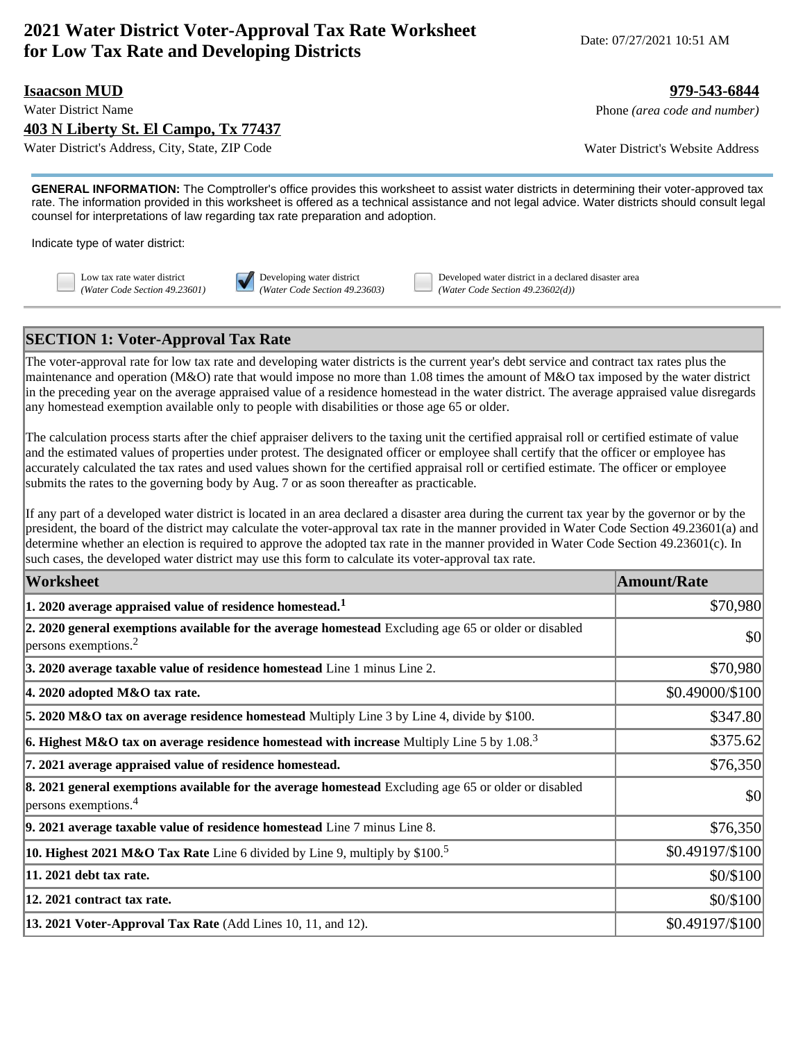# 2021 Water District Voter-Approval Tax Rate Worksheet for Low Tax Rate and Developing Districts

Date: 07/27/2021 10:51 AM

**Isaacson MUD**
Water District Name

**979-543-6844**
Phone *(area code and number)*

**403 N Liberty St. El Campo, Tx 77437**
Water District's Address, City, State, ZIP Code

Water District's Website Address

**GENERAL INFORMATION:** The Comptroller's office provides this worksheet to assist water districts in determining their voter-approved tax rate. The information provided in this worksheet is offered as a technical assistance and not legal advice. Water districts should consult legal counsel for interpretations of law regarding tax rate preparation and adoption.

Indicate type of water district:

- [ ] Low tax rate water district *(Water Code Section 49.23601)*
- [x] Developing water district *(Water Code Section 49.23603)*
- [ ] Developed water district in a declared disaster area *(Water Code Section 49.23602(d))*

## SECTION 1: Voter-Approval Tax Rate

The voter-approval rate for low tax rate and developing water districts is the current year's debt service and contract tax rates plus the maintenance and operation (M&O) rate that would impose no more than 1.08 times the amount of M&O tax imposed by the water district in the preceding year on the average appraised value of a residence homestead in the water district. The average appraised value disregards any homestead exemption available only to people with disabilities or those age 65 or older.

The calculation process starts after the chief appraiser delivers to the taxing unit the certified appraisal roll or certified estimate of value and the estimated values of properties under protest. The designated officer or employee shall certify that the officer or employee has accurately calculated the tax rates and used values shown for the certified appraisal roll or certified estimate. The officer or employee submits the rates to the governing body by Aug. 7 or as soon thereafter as practicable.

If any part of a developed water district is located in an area declared a disaster area during the current tax year by the governor or by the president, the board of the district may calculate the voter-approval tax rate in the manner provided in Water Code Section 49.23601(a) and determine whether an election is required to approve the adopted tax rate in the manner provided in Water Code Section 49.23601(c). In such cases, the developed water district may use this form to calculate its voter-approval tax rate.

| Worksheet | Amount/Rate |
|---|---|
| **1. 2020 average appraised value of residence homestead.**[1] | $70,980 |
| **2. 2020 general exemptions available for the average homestead** Excluding age 65 or older or disabled persons exemptions.[2] | $0 |
| **3. 2020 average taxable value of residence homestead** Line 1 minus Line 2. | $70,980 |
| **4. 2020 adopted M&O tax rate.** | $0.49000/$100 |
| **5. 2020 M&O tax on average residence homestead** Multiply Line 3 by Line 4, divide by $100. | $347.80 |
| **6. Highest M&O tax on average residence homestead with increase** Multiply Line 5 by 1.08.[3] | $375.62 |
| **7. 2021 average appraised value of residence homestead.** | $76,350 |
| **8. 2021 general exemptions available for the average homestead** Excluding age 65 or older or disabled persons exemptions.[4] | $0 |
| **9. 2021 average taxable value of residence homestead** Line 7 minus Line 8. | $76,350 |
| **10. Highest 2021 M&O Tax Rate** Line 6 divided by Line 9, multiply by $100.[5] | $0.49197/$100 |
| **11. 2021 debt tax rate.** | $0/$100 |
| **12. 2021 contract tax rate.** | $0/$100 |
| **13. 2021 Voter-Approval Tax Rate** (Add Lines 10, 11, and 12). | $0.49197/$100 |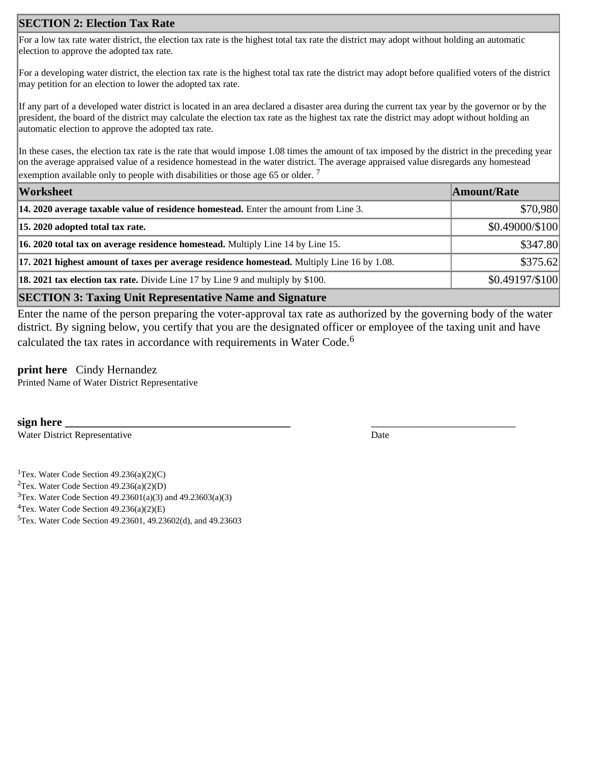## SECTION 2: Election Tax Rate

For a low tax rate water district, the election tax rate is the highest total tax rate the district may adopt without holding an automatic election to approve the adopted tax rate.

For a developing water district, the election tax rate is the highest total tax rate the district may adopt before qualified voters of the district may petition for an election to lower the adopted tax rate.

If any part of a developed water district is located in an area declared a disaster area during the current tax year by the governor or by the president, the board of the district may calculate the election tax rate as the highest tax rate the district may adopt without holding an automatic election to approve the adopted tax rate.

In these cases, the election tax rate is the rate that would impose 1.08 times the amount of tax imposed by the district in the preceding year on the average appraised value of a residence homestead in the water district. The average appraised value disregards any homestead exemption available only to people with disabilities or those age 65 or older. [7]

| Worksheet | Amount/Rate |
|---|---|
| **14. 2020 average taxable value of residence homestead.** Enter the amount from Line 3. | $70,980 |
| **15. 2020 adopted total tax rate.** | $0.49000/$100 |
| **16. 2020 total tax on average residence homestead.** Multiply Line 14 by Line 15. | $347.80 |
| **17. 2021 highest amount of taxes per average residence homestead.** Multiply Line 16 by 1.08. | $375.62 |
| **18. 2021 tax election tax rate.** Divide Line 17 by Line 9 and multiply by $100. | $0.49197/$100 |

## SECTION 3: Taxing Unit Representative Name and Signature

Enter the name of the person preparing the voter-approval tax rate as authorized by the governing body of the water district. By signing below, you certify that you are the designated officer or employee of the taxing unit and have calculated the tax rates in accordance with requirements in Water Code.[6]

**print here** Cindy Hernandez
Printed Name of Water District Representative

**sign here** ______________________________________ ________________________
Water District Representative Date

[1]Tex. Water Code Section 49.236(a)(2)(C)
[2]Tex. Water Code Section 49.236(a)(2)(D)
[3]Tex. Water Code Section 49.23601(a)(3) and 49.23603(a)(3)
[4]Tex. Water Code Section 49.236(a)(2)(E)
[5]Tex. Water Code Section 49.23601, 49.23602(d), and 49.23603